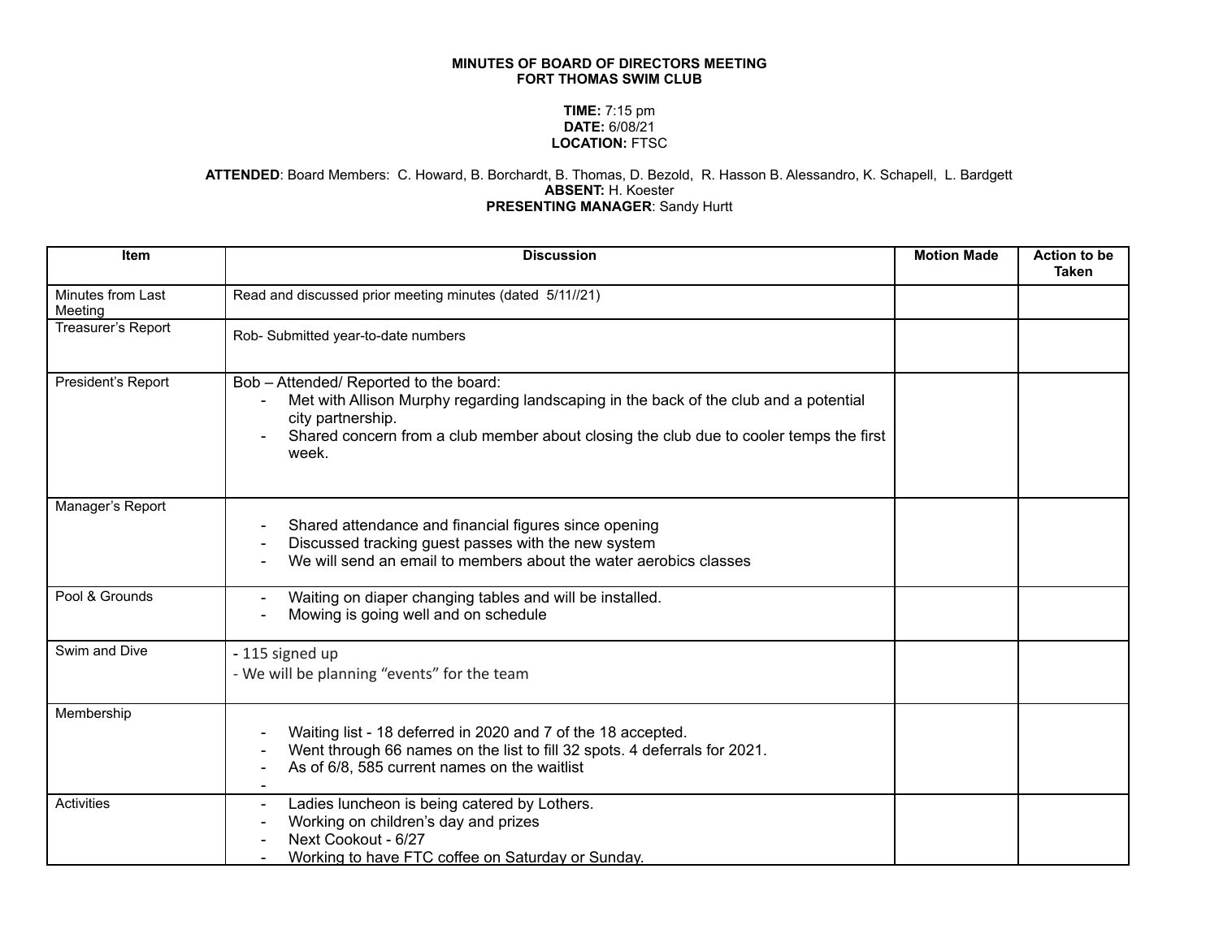**MINUTES OF BOARD OF DIRECTORS MEETING**
**FORT THOMAS SWIM CLUB**

**TIME:** 7:15 pm
**DATE:** 6/08/21
**LOCATION:** FTSC

**ATTENDED**: Board Members: C. Howard, B. Borchardt, B. Thomas, D. Bezold, R. Hasson B. Alessandro, K. Schapell, L. Bardgett
**ABSENT:** H. Koester
**PRESENTING MANAGER**: Sandy Hurtt

| Item | Discussion | Motion Made | Action to be Taken |
|---|---|---|---|
| Minutes from Last Meeting | Read and discussed prior meeting minutes (dated 5/11//21) | | |
| Treasurer's Report | Rob- Submitted year-to-date numbers | | |
| President's Report | Bob – Attended/ Reported to the board:<br>- Met with Allison Murphy regarding landscaping in the back of the club and a potential city partnership.<br>- Shared concern from a club member about closing the club due to cooler temps the first week. | | |
| Manager's Report | - Shared attendance and financial figures since opening<br>- Discussed tracking guest passes with the new system<br>- We will send an email to members about the water aerobics classes | | |
| Pool & Grounds | - Waiting on diaper changing tables and will be installed.<br>- Mowing is going well and on schedule | | |
| Swim and Dive | - 115 signed up<br>- We will be planning "events" for the team | | |
| Membership | - Waiting list - 18 deferred in 2020 and 7 of the 18 accepted.<br>- Went through 66 names on the list to fill 32 spots. 4 deferrals for 2021.<br>- As of 6/8, 585 current names on the waitlist<br>- | | |
| Activities | - Ladies luncheon is being catered by Lothers.<br>- Working on children's day and prizes<br>- Next Cookout - 6/27<br>- Working to have FTC coffee on Saturday or Sunday. | | |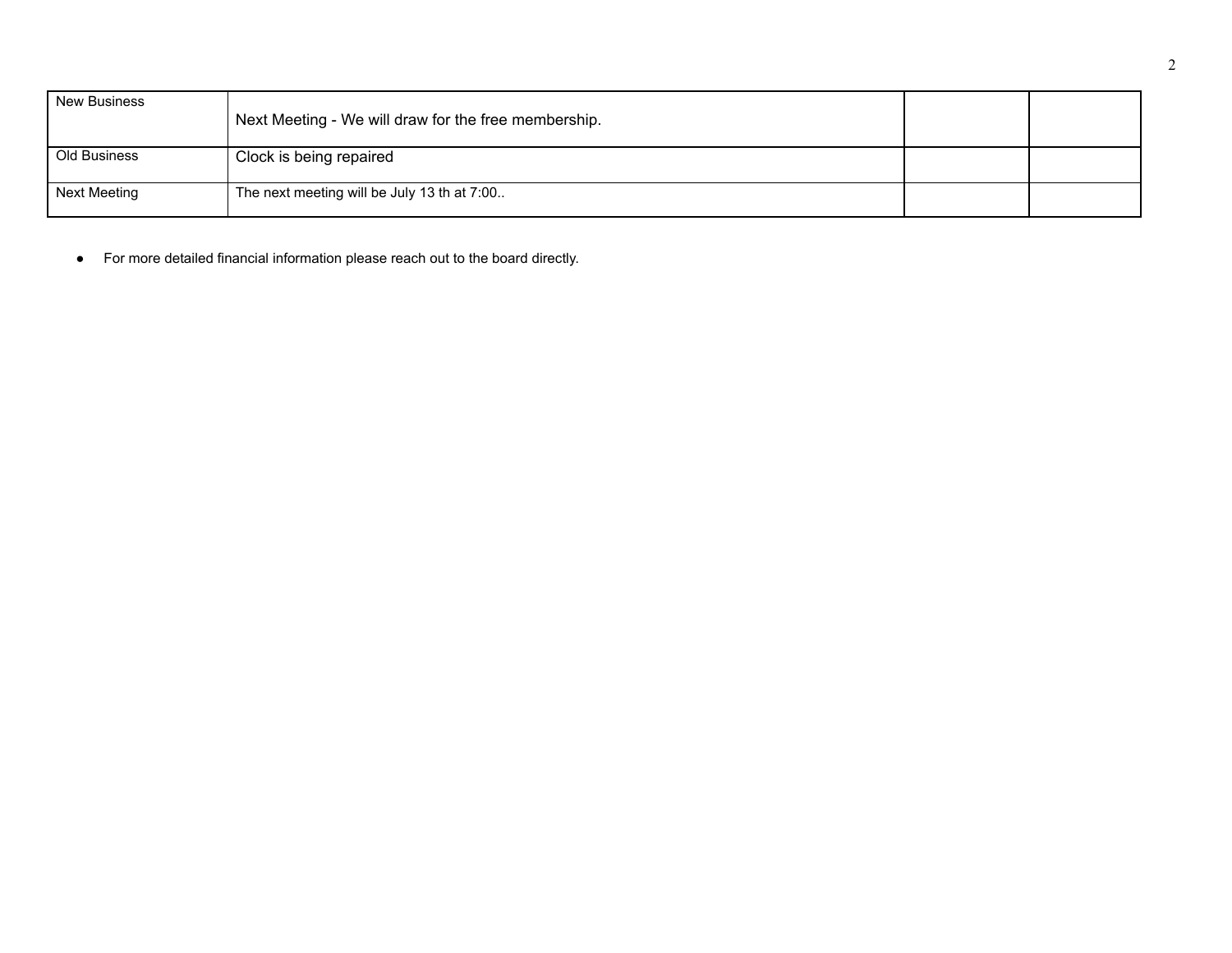| | | | |
|---|---|---|---|
| New Business | Next Meeting - We will draw for the free membership. | | |
| Old Business | Clock is being repaired | | |
| Next Meeting | The next meeting will be July 13 th at 7:00.. | | |

- For more detailed financial information please reach out to the board directly.